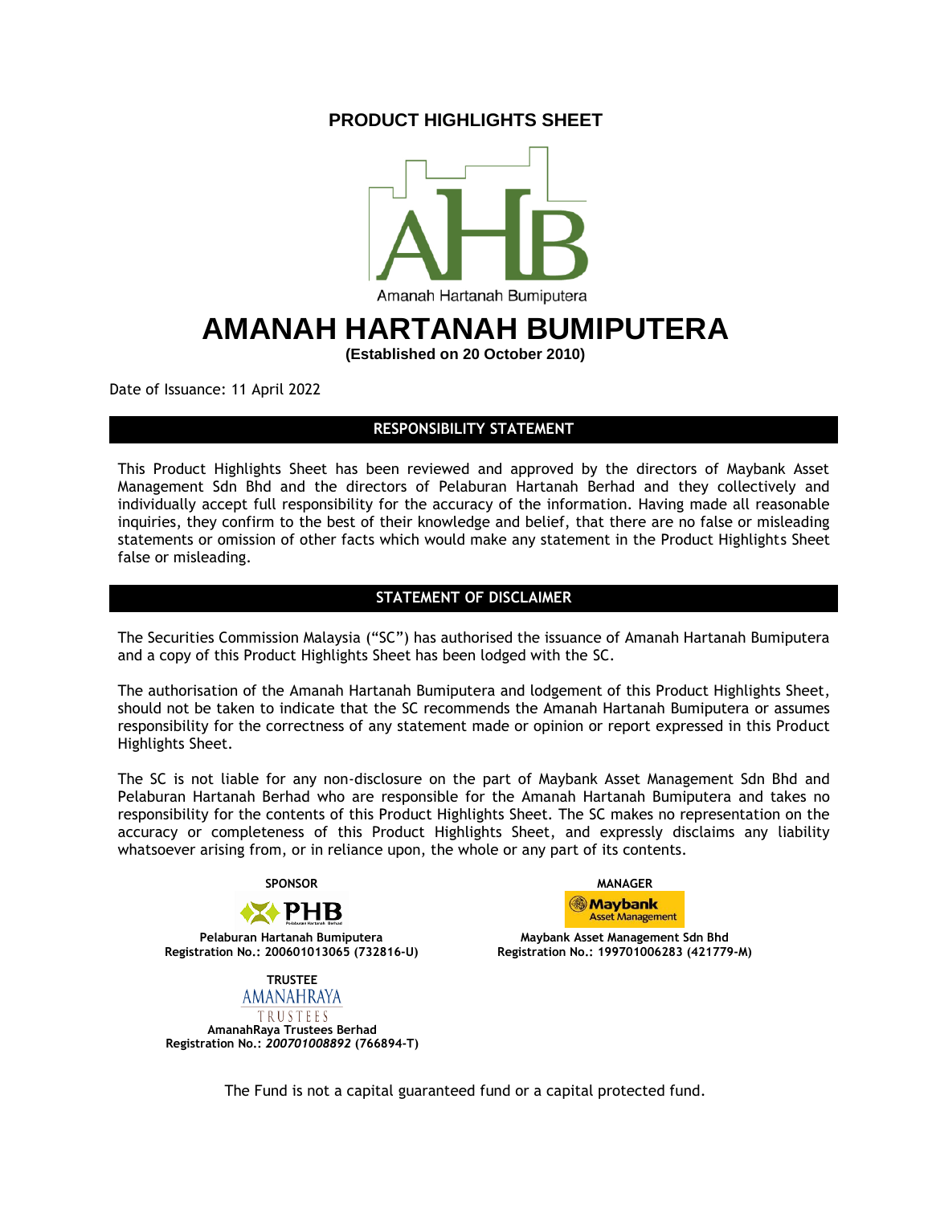# PRODUCT HIGHLIGHTS SHEET

Amanah Hartanah Bumiputera

# AMANAH HARTANAH BUMIPUTERA

**(Established on 20 October 2010)**

Date of Issuance: 11 April 2022

## RESPONSIBILITY STATEMENT

This Product Highlights Sheet has been reviewed and approved by the directors of Maybank Asset Management Sdn Bhd and the directors of Pelaburan Hartanah Berhad and they collectively and individually accept full responsibility for the accuracy of the information. Having made all reasonable inquiries, they confirm to the best of their knowledge and belief, that there are no false or misleading statements or omission of other facts which would make any statement in the Product Highlights Sheet false or misleading.

## STATEMENT OF DISCLAIMER

The Securities Commission Malaysia ("SC") has authorised the issuance of Amanah Hartanah Bumiputera and a copy of this Product Highlights Sheet has been lodged with the SC.

The authorisation of the Amanah Hartanah Bumiputera and lodgement of this Product Highlights Sheet, should not be taken to indicate that the SC recommends the Amanah Hartanah Bumiputera or assumes responsibility for the correctness of any statement made or opinion or report expressed in this Product Highlights Sheet.

The SC is not liable for any non-disclosure on the part of Maybank Asset Management Sdn Bhd and Pelaburan Hartanah Berhad who are responsible for the Amanah Hartanah Bumiputera and takes no responsibility for the contents of this Product Highlights Sheet. The SC makes no representation on the accuracy or completeness of this Product Highlights Sheet, and expressly disclaims any liability whatsoever arising from, or in reliance upon, the whole or any part of its contents.

**SPONSOR**

**Pelaburan Hartanah Bumiputera**
**Registration No.: 200601013065 (732816-U)**

**MANAGER**

**Maybank Asset Management Sdn Bhd**
**Registration No.: 199701006283 (421779-M)**

**TRUSTEE**

**AmanahRaya Trustees Berhad**
**Registration No.: *200701008892* (766894-T)**

The Fund is not a capital guaranteed fund or a capital protected fund.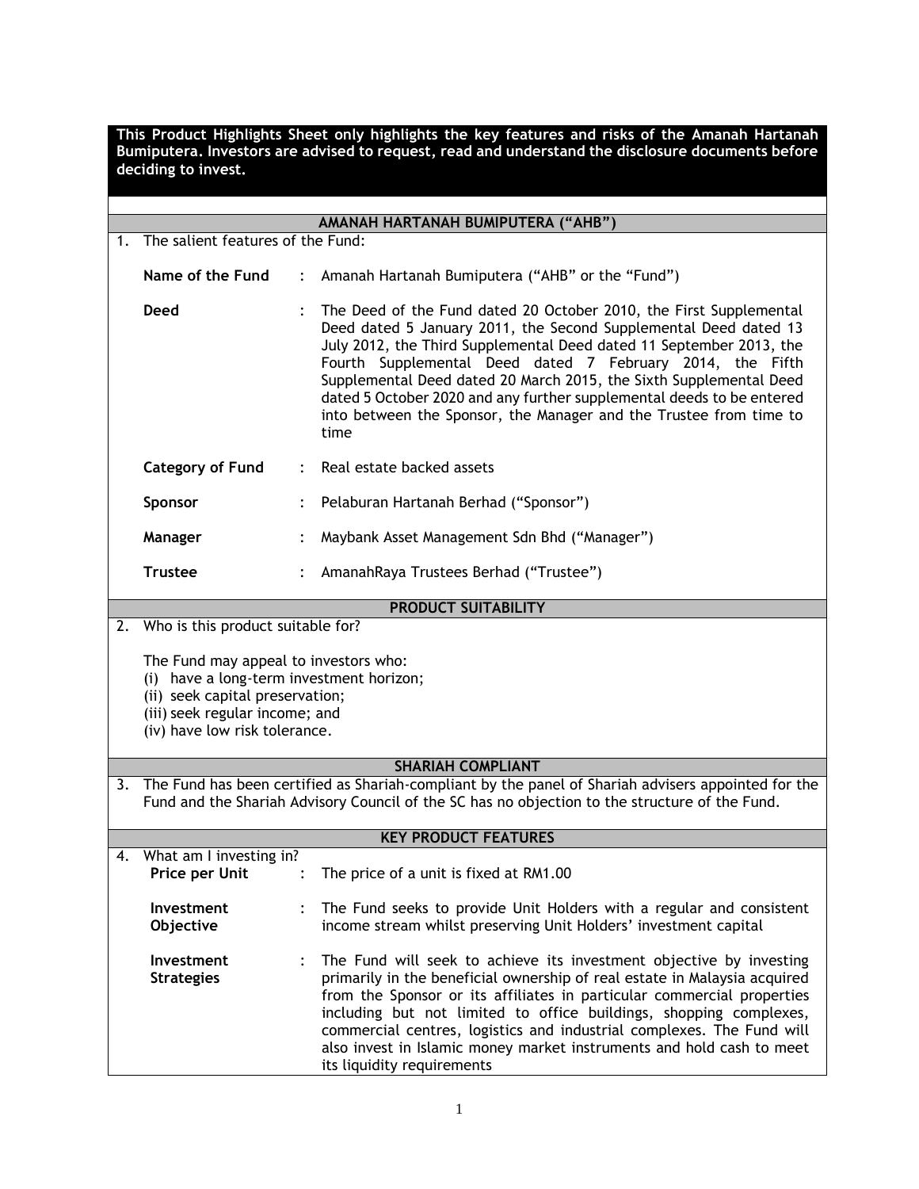**This Product Highlights Sheet only highlights the key features and risks of the Amanah Hartanah Bumiputera. Investors are advised to request, read and understand the disclosure documents before deciding to invest.**

## AMANAH HARTANAH BUMIPUTERA ("AHB")

1. The salient features of the Fund:

| | | |
|---|---|---|
| **Name of the Fund** | : | Amanah Hartanah Bumiputera ("AHB" or the "Fund") |
| **Deed** | : | The Deed of the Fund dated 20 October 2010, the First Supplemental Deed dated 5 January 2011, the Second Supplemental Deed dated 13 July 2012, the Third Supplemental Deed dated 11 September 2013, the Fourth Supplemental Deed dated 7 February 2014, the Fifth Supplemental Deed dated 20 March 2015, the Sixth Supplemental Deed dated 5 October 2020 and any further supplemental deeds to be entered into between the Sponsor, the Manager and the Trustee from time to time |
| **Category of Fund** | : | Real estate backed assets |
| **Sponsor** | : | Pelaburan Hartanah Berhad ("Sponsor") |
| **Manager** | : | Maybank Asset Management Sdn Bhd ("Manager") |
| **Trustee** | : | AmanahRaya Trustees Berhad ("Trustee") |

## PRODUCT SUITABILITY

2. Who is this product suitable for?

The Fund may appeal to investors who:
(i) have a long-term investment horizon;
(ii) seek capital preservation;
(iii) seek regular income; and
(iv) have low risk tolerance.

## SHARIAH COMPLIANT

3. The Fund has been certified as Shariah-compliant by the panel of Shariah advisers appointed for the Fund and the Shariah Advisory Council of the SC has no objection to the structure of the Fund.

## KEY PRODUCT FEATURES

4. What am I investing in?

| | | |
|---|---|---|
| **Price per Unit** | : | The price of a unit is fixed at RM1.00 |
| **Investment Objective** | : | The Fund seeks to provide Unit Holders with a regular and consistent income stream whilst preserving Unit Holders' investment capital |
| **Investment Strategies** | : | The Fund will seek to achieve its investment objective by investing primarily in the beneficial ownership of real estate in Malaysia acquired from the Sponsor or its affiliates in particular commercial properties including but not limited to office buildings, shopping complexes, commercial centres, logistics and industrial complexes. The Fund will also invest in Islamic money market instruments and hold cash to meet its liquidity requirements |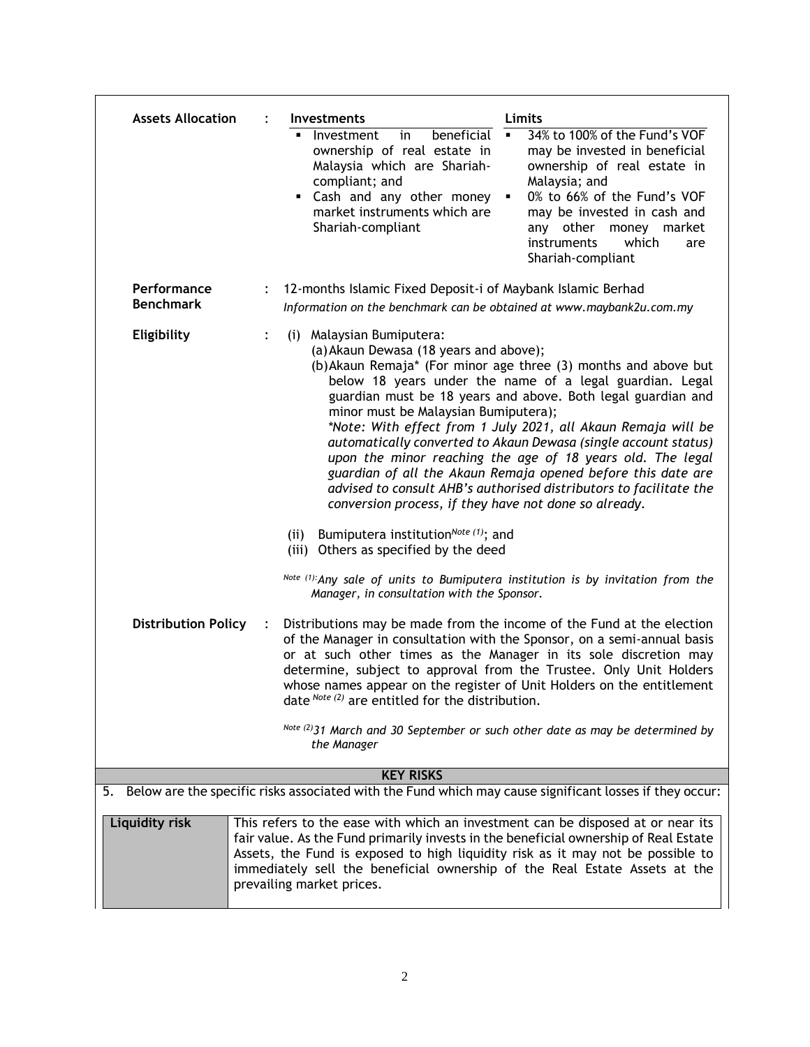| | | |
|---|---|---|
| **Assets Allocation** | : | **Investments** / **Limits**<br>▪ Investment in beneficial ownership of real estate in Malaysia which are Shariah-compliant; and — ▪ 34% to 100% of the Fund's VOF may be invested in beneficial ownership of real estate in Malaysia; and<br>▪ Cash and any other money market instruments which are Shariah-compliant — ▪ 0% to 66% of the Fund's VOF may be invested in cash and any other money market instruments which are Shariah-compliant |
| **Performance Benchmark** | : | 12-months Islamic Fixed Deposit-i of Maybank Islamic Berhad<br>*Information on the benchmark can be obtained at www.maybank2u.com.my* |
| **Eligibility** | : | (i) Malaysian Bumiputera:<br>(a) Akaun Dewasa (18 years and above);<br>(b) Akaun Remaja* (For minor age three (3) months and above but below 18 years under the name of a legal guardian. Legal guardian must be 18 years and above. Both legal guardian and minor must be Malaysian Bumiputera);<br>*\*Note: With effect from 1 July 2021, all Akaun Remaja will be automatically converted to Akaun Dewasa (single account status) upon the minor reaching the age of 18 years old. The legal guardian of all the Akaun Remaja opened before this date are advised to consult AHB's authorised distributors to facilitate the conversion process, if they have not done so already.*<br><br>(ii) Bumiputera institution[Note (1)]; and<br>(iii) Others as specified by the deed<br><br>*[Note (1)]: Any sale of units to Bumiputera institution is by invitation from the Manager, in consultation with the Sponsor.* |
| **Distribution Policy** | : | Distributions may be made from the income of the Fund at the election of the Manager in consultation with the Sponsor, on a semi-annual basis or at such other times as the Manager in its sole discretion may determine, subject to approval from the Trustee. Only Unit Holders whose names appear on the register of Unit Holders on the entitlement date [Note (2)] are entitled for the distribution.<br><br>*[Note (2)] 31 March and 30 September or such other date as may be determined by the Manager* |

## KEY RISKS

5. Below are the specific risks associated with the Fund which may cause significant losses if they occur:

| | |
|---|---|
| **Liquidity risk** | This refers to the ease with which an investment can be disposed at or near its fair value. As the Fund primarily invests in the beneficial ownership of Real Estate Assets, the Fund is exposed to high liquidity risk as it may not be possible to immediately sell the beneficial ownership of the Real Estate Assets at the prevailing market prices. |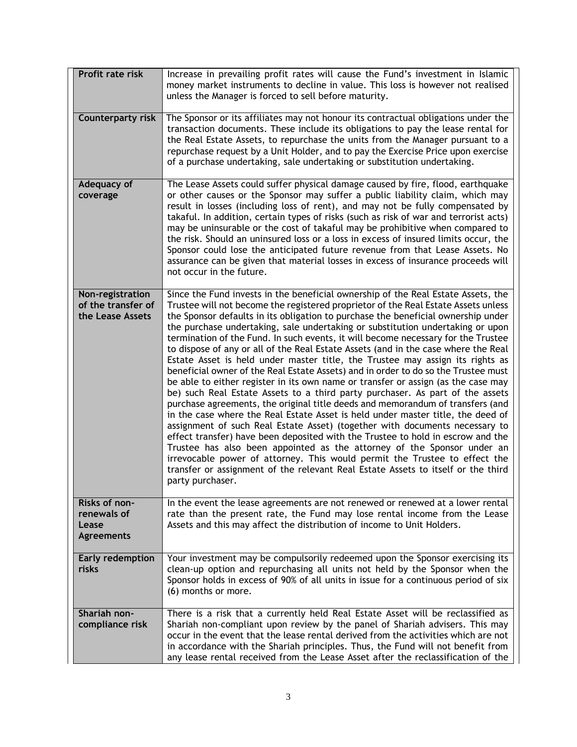| | |
|---|---|
| **Profit rate risk** | Increase in prevailing profit rates will cause the Fund's investment in Islamic money market instruments to decline in value. This loss is however not realised unless the Manager is forced to sell before maturity. |
| **Counterparty risk** | The Sponsor or its affiliates may not honour its contractual obligations under the transaction documents. These include its obligations to pay the lease rental for the Real Estate Assets, to repurchase the units from the Manager pursuant to a repurchase request by a Unit Holder, and to pay the Exercise Price upon exercise of a purchase undertaking, sale undertaking or substitution undertaking. |
| **Adequacy of coverage** | The Lease Assets could suffer physical damage caused by fire, flood, earthquake or other causes or the Sponsor may suffer a public liability claim, which may result in losses (including loss of rent), and may not be fully compensated by takaful. In addition, certain types of risks (such as risk of war and terrorist acts) may be uninsurable or the cost of takaful may be prohibitive when compared to the risk. Should an uninsured loss or a loss in excess of insured limits occur, the Sponsor could lose the anticipated future revenue from that Lease Assets. No assurance can be given that material losses in excess of insurance proceeds will not occur in the future. |
| **Non-registration of the transfer of the Lease Assets** | Since the Fund invests in the beneficial ownership of the Real Estate Assets, the Trustee will not become the registered proprietor of the Real Estate Assets unless the Sponsor defaults in its obligation to purchase the beneficial ownership under the purchase undertaking, sale undertaking or substitution undertaking or upon termination of the Fund. In such events, it will become necessary for the Trustee to dispose of any or all of the Real Estate Assets (and in the case where the Real Estate Asset is held under master title, the Trustee may assign its rights as beneficial owner of the Real Estate Assets) and in order to do so the Trustee must be able to either register in its own name or transfer or assign (as the case may be) such Real Estate Assets to a third party purchaser. As part of the assets purchase agreements, the original title deeds and memorandum of transfers (and in the case where the Real Estate Asset is held under master title, the deed of assignment of such Real Estate Asset) (together with documents necessary to effect transfer) have been deposited with the Trustee to hold in escrow and the Trustee has also been appointed as the attorney of the Sponsor under an irrevocable power of attorney. This would permit the Trustee to effect the transfer or assignment of the relevant Real Estate Assets to itself or the third party purchaser. |
| **Risks of non-renewals of Lease Agreements** | In the event the lease agreements are not renewed or renewed at a lower rental rate than the present rate, the Fund may lose rental income from the Lease Assets and this may affect the distribution of income to Unit Holders. |
| **Early redemption risks** | Your investment may be compulsorily redeemed upon the Sponsor exercising its clean-up option and repurchasing all units not held by the Sponsor when the Sponsor holds in excess of 90% of all units in issue for a continuous period of six (6) months or more. |
| **Shariah non-compliance risk** | There is a risk that a currently held Real Estate Asset will be reclassified as Shariah non-compliant upon review by the panel of Shariah advisers. This may occur in the event that the lease rental derived from the activities which are not in accordance with the Shariah principles. Thus, the Fund will not benefit from any lease rental received from the Lease Asset after the reclassification of the |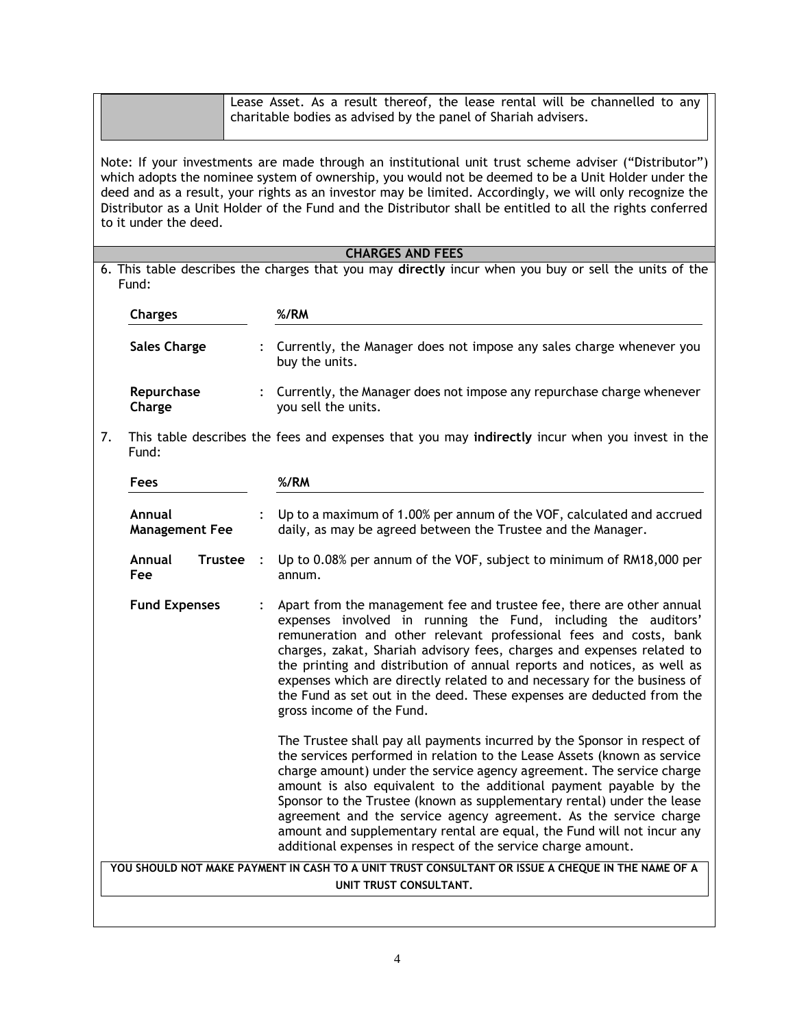| | Lease Asset. As a result thereof, the lease rental will be channelled to any charitable bodies as advised by the panel of Shariah advisers. |
|---|---|

Note: If your investments are made through an institutional unit trust scheme adviser ("Distributor") which adopts the nominee system of ownership, you would not be deemed to be a Unit Holder under the deed and as a result, your rights as an investor may be limited. Accordingly, we will only recognize the Distributor as a Unit Holder of the Fund and the Distributor shall be entitled to all the rights conferred to it under the deed.

## CHARGES AND FEES

6. This table describes the charges that you may **directly** incur when you buy or sell the units of the Fund:

| Charges | %/RM |
|---|---|
| **Sales Charge** | Currently, the Manager does not impose any sales charge whenever you buy the units. |
| **Repurchase Charge** | Currently, the Manager does not impose any repurchase charge whenever you sell the units. |

7. This table describes the fees and expenses that you may **indirectly** incur when you invest in the Fund:

| Fees | %/RM |
|---|---|
| **Annual Management Fee** | Up to a maximum of 1.00% per annum of the VOF, calculated and accrued daily, as may be agreed between the Trustee and the Manager. |
| **Annual Trustee Fee** | Up to 0.08% per annum of the VOF, subject to minimum of RM18,000 per annum. |
| **Fund Expenses** | Apart from the management fee and trustee fee, there are other annual expenses involved in running the Fund, including the auditors' remuneration and other relevant professional fees and costs, bank charges, zakat, Shariah advisory fees, charges and expenses related to the printing and distribution of annual reports and notices, as well as expenses which are directly related to and necessary for the business of the Fund as set out in the deed. These expenses are deducted from the gross income of the Fund.<br><br>The Trustee shall pay all payments incurred by the Sponsor in respect of the services performed in relation to the Lease Assets (known as service charge amount) under the service agency agreement. The service charge amount is also equivalent to the additional payment payable by the Sponsor to the Trustee (known as supplementary rental) under the lease agreement and the service agency agreement. As the service charge amount and supplementary rental are equal, the Fund will not incur any additional expenses in respect of the service charge amount. |

**YOU SHOULD NOT MAKE PAYMENT IN CASH TO A UNIT TRUST CONSULTANT OR ISSUE A CHEQUE IN THE NAME OF A UNIT TRUST CONSULTANT.**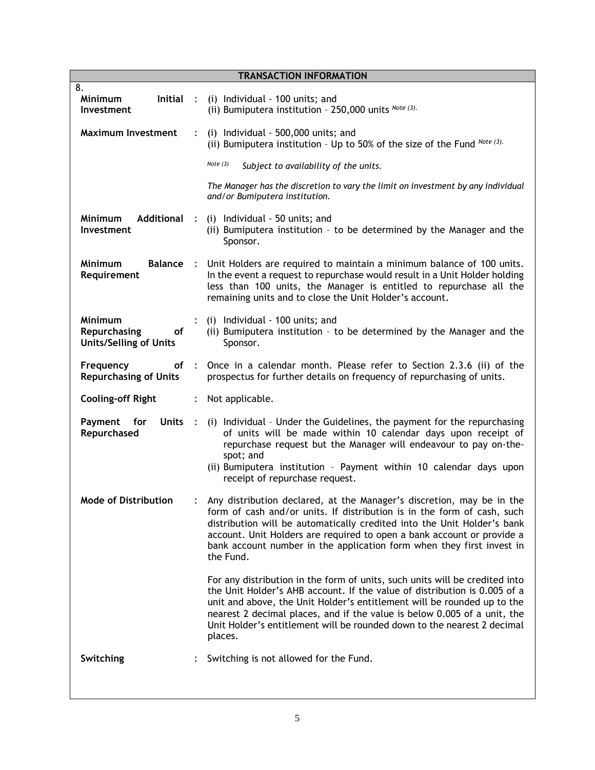| TRANSACTION INFORMATION | | |
|---|---|---|
| **8.** | | |
| **Minimum Initial Investment** | : | (i) Individual - 100 units; and<br>(ii) Bumiputera institution – 250,000 units *Note (3).* |
| **Maximum Investment** | : | (i) Individual - 500,000 units; and<br>(ii) Bumiputera institution – Up to 50% of the size of the Fund *Note (3).*<br><br>*Note (3)* *Subject to availability of the units.*<br><br>*The Manager has the discretion to vary the limit on investment by any individual and/or Bumiputera institution.* |
| **Minimum Additional Investment** | : | (i) Individual - 50 units; and<br>(ii) Bumiputera institution – to be determined by the Manager and the Sponsor. |
| **Minimum Balance Requirement** | : | Unit Holders are required to maintain a minimum balance of 100 units. In the event a request to repurchase would result in a Unit Holder holding less than 100 units, the Manager is entitled to repurchase all the remaining units and to close the Unit Holder's account. |
| **Minimum Repurchasing of Units/Selling of Units** | : | (i) Individual - 100 units; and<br>(ii) Bumiputera institution – to be determined by the Manager and the Sponsor. |
| **Frequency of Repurchasing of Units** | : | Once in a calendar month. Please refer to Section 2.3.6 (ii) of the prospectus for further details on frequency of repurchasing of units. |
| **Cooling-off Right** | : | Not applicable. |
| **Payment for Units Repurchased** | : | (i) Individual – Under the Guidelines, the payment for the repurchasing of units will be made within 10 calendar days upon receipt of repurchase request but the Manager will endeavour to pay on-the-spot; and<br>(ii) Bumiputera institution – Payment within 10 calendar days upon receipt of repurchase request. |
| **Mode of Distribution** | : | Any distribution declared, at the Manager's discretion, may be in the form of cash and/or units. If distribution is in the form of cash, such distribution will be automatically credited into the Unit Holder's bank account. Unit Holders are required to open a bank account or provide a bank account number in the application form when they first invest in the Fund.<br><br>For any distribution in the form of units, such units will be credited into the Unit Holder's AHB account. If the value of distribution is 0.005 of a unit and above, the Unit Holder's entitlement will be rounded up to the nearest 2 decimal places, and if the value is below 0.005 of a unit, the Unit Holder's entitlement will be rounded down to the nearest 2 decimal places. |
| **Switching** | : | Switching is not allowed for the Fund. |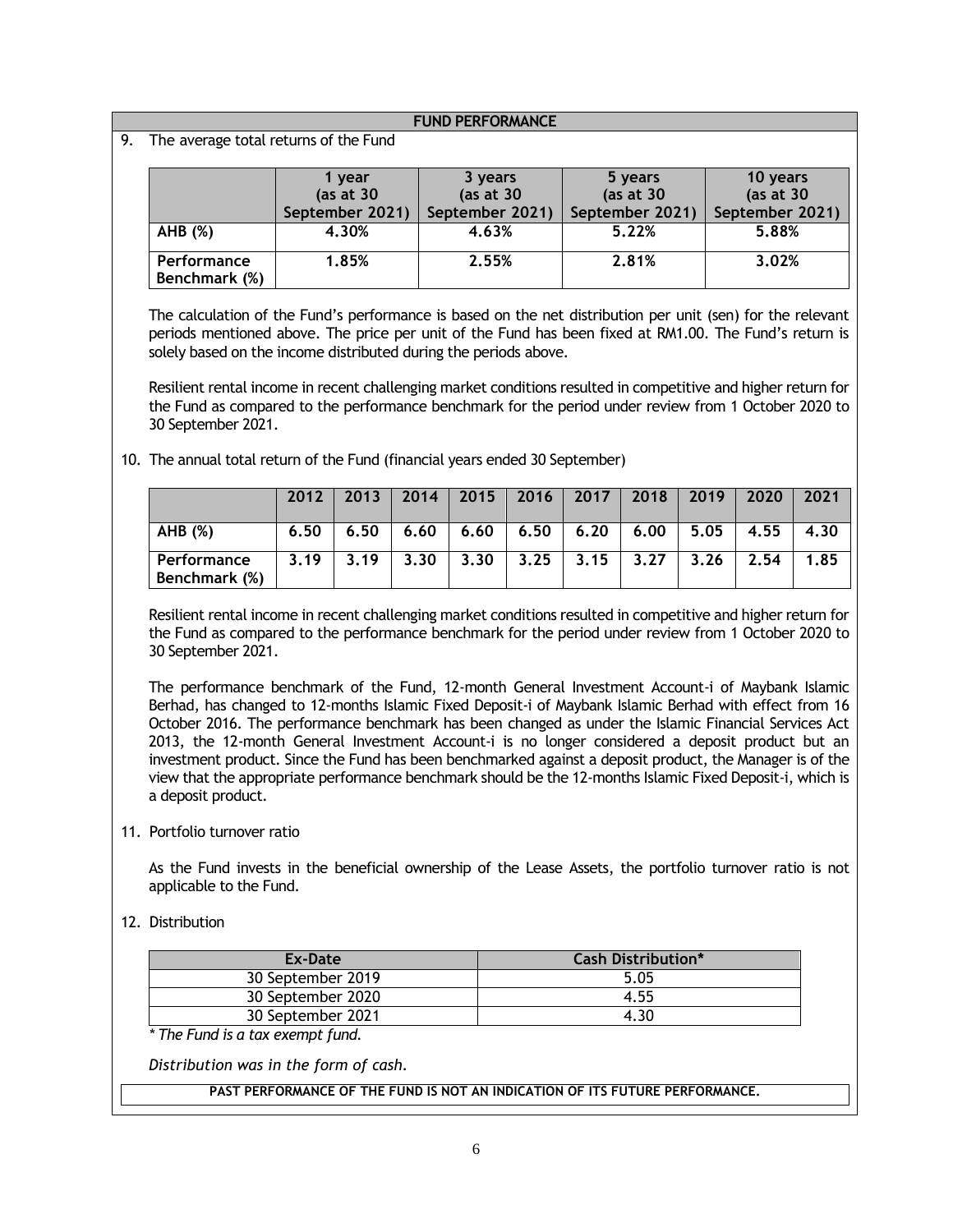## FUND PERFORMANCE

9. The average total returns of the Fund

| | 1 year (as at 30 September 2021) | 3 years (as at 30 September 2021) | 5 years (as at 30 September 2021) | 10 years (as at 30 September 2021) |
|---|---|---|---|---|
| **AHB (%)** | **4.30%** | **4.63%** | **5.22%** | **5.88%** |
| **Performance Benchmark (%)** | **1.85%** | **2.55%** | **2.81%** | **3.02%** |

The calculation of the Fund's performance is based on the net distribution per unit (sen) for the relevant periods mentioned above. The price per unit of the Fund has been fixed at RM1.00. The Fund's return is solely based on the income distributed during the periods above.

Resilient rental income in recent challenging market conditions resulted in competitive and higher return for the Fund as compared to the performance benchmark for the period under review from 1 October 2020 to 30 September 2021.

10. The annual total return of the Fund (financial years ended 30 September)

| | 2012 | 2013 | 2014 | 2015 | 2016 | 2017 | 2018 | 2019 | 2020 | 2021 |
|---|---|---|---|---|---|---|---|---|---|---|
| **AHB (%)** | **6.50** | **6.50** | **6.60** | **6.60** | **6.50** | **6.20** | **6.00** | **5.05** | **4.55** | **4.30** |
| **Performance Benchmark (%)** | **3.19** | **3.19** | **3.30** | **3.30** | **3.25** | **3.15** | **3.27** | **3.26** | **2.54** | **1.85** |

Resilient rental income in recent challenging market conditions resulted in competitive and higher return for the Fund as compared to the performance benchmark for the period under review from 1 October 2020 to 30 September 2021.

The performance benchmark of the Fund, 12-month General Investment Account-i of Maybank Islamic Berhad, has changed to 12-months Islamic Fixed Deposit-i of Maybank Islamic Berhad with effect from 16 October 2016. The performance benchmark has been changed as under the Islamic Financial Services Act 2013, the 12-month General Investment Account-i is no longer considered a deposit product but an investment product. Since the Fund has been benchmarked against a deposit product, the Manager is of the view that the appropriate performance benchmark should be the 12-months Islamic Fixed Deposit-i, which is a deposit product.

11. Portfolio turnover ratio

As the Fund invests in the beneficial ownership of the Lease Assets, the portfolio turnover ratio is not applicable to the Fund.

12. Distribution

| Ex-Date | Cash Distribution* |
|---|---|
| 30 September 2019 | 5.05 |
| 30 September 2020 | 4.55 |
| 30 September 2021 | 4.30 |

*\* The Fund is a tax exempt fund.*

*Distribution was in the form of cash.*

**PAST PERFORMANCE OF THE FUND IS NOT AN INDICATION OF ITS FUTURE PERFORMANCE.**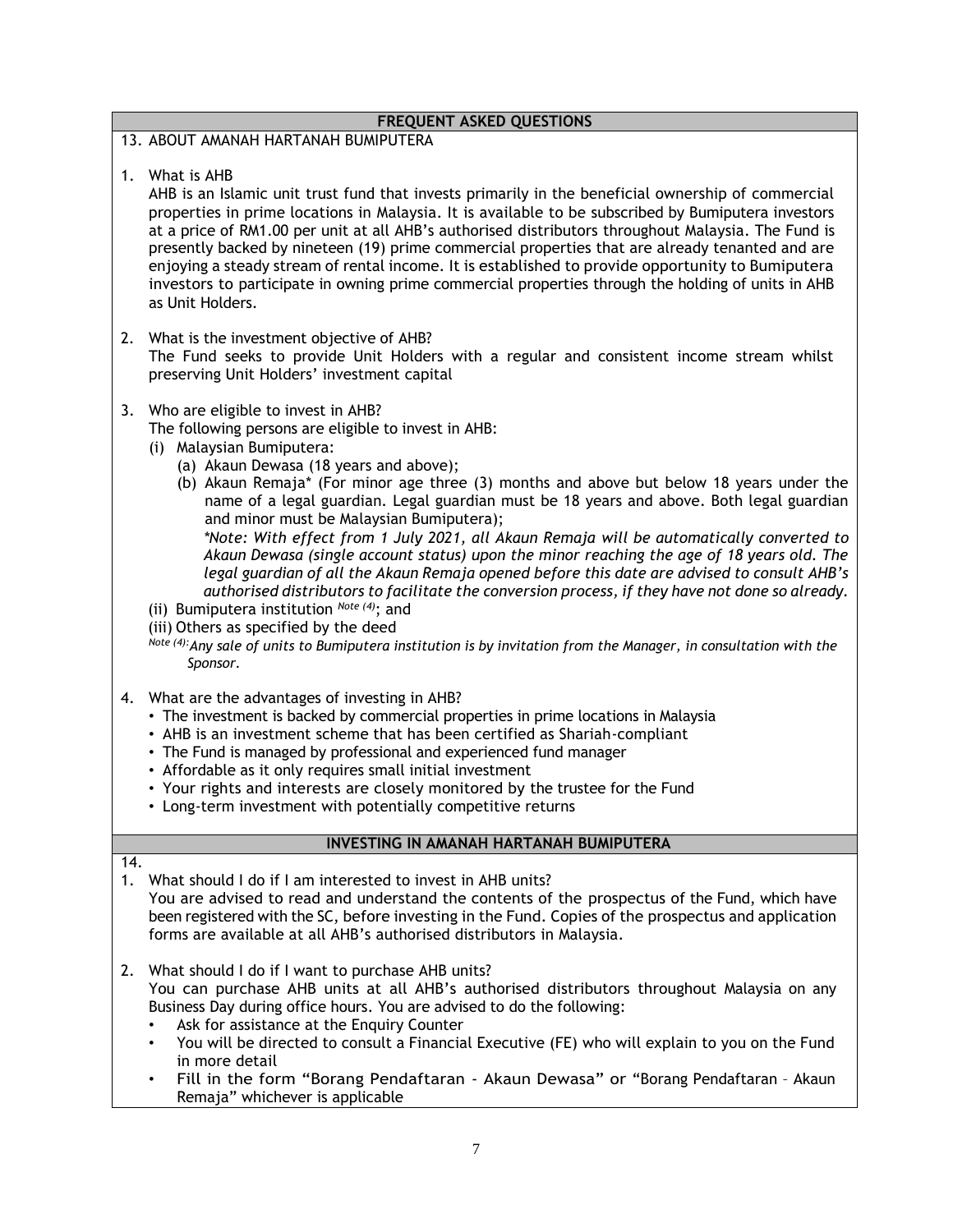## FREQUENT ASKED QUESTIONS

13. ABOUT AMANAH HARTANAH BUMIPUTERA

1. What is AHB

   AHB is an Islamic unit trust fund that invests primarily in the beneficial ownership of commercial properties in prime locations in Malaysia. It is available to be subscribed by Bumiputera investors at a price of RM1.00 per unit at all AHB's authorised distributors throughout Malaysia. The Fund is presently backed by nineteen (19) prime commercial properties that are already tenanted and are enjoying a steady stream of rental income. It is established to provide opportunity to Bumiputera investors to participate in owning prime commercial properties through the holding of units in AHB as Unit Holders.

2. What is the investment objective of AHB?

   The Fund seeks to provide Unit Holders with a regular and consistent income stream whilst preserving Unit Holders' investment capital

3. Who are eligible to invest in AHB?

   The following persons are eligible to invest in AHB:

   (i) Malaysian Bumiputera:

   (a) Akaun Dewasa (18 years and above);

   (b) Akaun Remaja* (For minor age three (3) months and above but below 18 years under the name of a legal guardian. Legal guardian must be 18 years and above. Both legal guardian and minor must be Malaysian Bumiputera);

   *\*Note: With effect from 1 July 2021, all Akaun Remaja will be automatically converted to Akaun Dewasa (single account status) upon the minor reaching the age of 18 years old. The legal guardian of all the Akaun Remaja opened before this date are advised to consult AHB's authorised distributors to facilitate the conversion process, if they have not done so already.*

   (ii) Bumiputera institution *Note (4)*; and

   (iii) Others as specified by the deed

   *Note (4): Any sale of units to Bumiputera institution is by invitation from the Manager, in consultation with the Sponsor.*

4. What are the advantages of investing in AHB?
   - The investment is backed by commercial properties in prime locations in Malaysia
   - AHB is an investment scheme that has been certified as Shariah-compliant
   - The Fund is managed by professional and experienced fund manager
   - Affordable as it only requires small initial investment
   - Your rights and interests are closely monitored by the trustee for the Fund
   - Long-term investment with potentially competitive returns

## INVESTING IN AMANAH HARTANAH BUMIPUTERA

14.

1. What should I do if I am interested to invest in AHB units?

   You are advised to read and understand the contents of the prospectus of the Fund, which have been registered with the SC, before investing in the Fund. Copies of the prospectus and application forms are available at all AHB's authorised distributors in Malaysia.

2. What should I do if I want to purchase AHB units?

   You can purchase AHB units at all AHB's authorised distributors throughout Malaysia on any Business Day during office hours. You are advised to do the following:
   - Ask for assistance at the Enquiry Counter
   - You will be directed to consult a Financial Executive (FE) who will explain to you on the Fund in more detail
   - Fill in the form "Borang Pendaftaran - Akaun Dewasa" or "Borang Pendaftaran – Akaun Remaja" whichever is applicable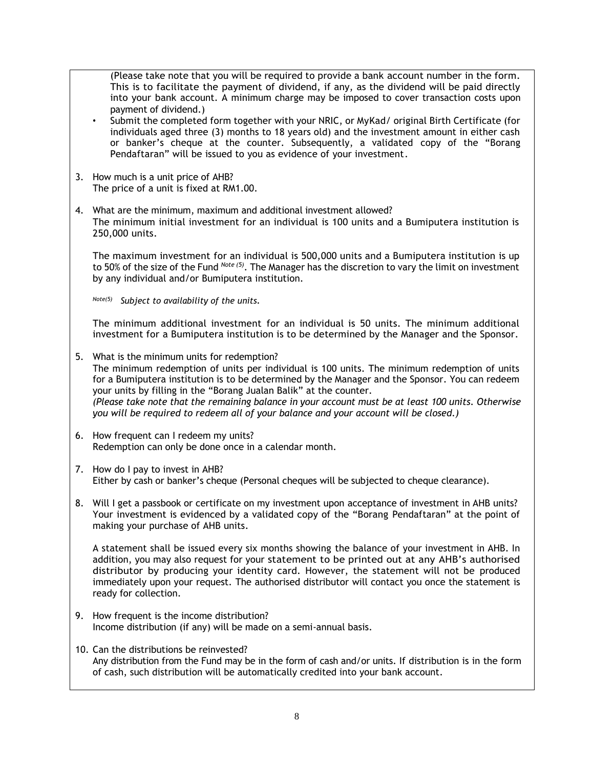(Please take note that you will be required to provide a bank account number in the form. This is to facilitate the payment of dividend, if any, as the dividend will be paid directly into your bank account. A minimum charge may be imposed to cover transaction costs upon payment of dividend.)

- Submit the completed form together with your NRIC, or MyKad/ original Birth Certificate (for individuals aged three (3) months to 18 years old) and the investment amount in either cash or banker's cheque at the counter. Subsequently, a validated copy of the "Borang Pendaftaran" will be issued to you as evidence of your investment.

3. How much is a unit price of AHB?
   The price of a unit is fixed at RM1.00.

4. What are the minimum, maximum and additional investment allowed?
   The minimum initial investment for an individual is 100 units and a Bumiputera institution is 250,000 units.

   The maximum investment for an individual is 500,000 units and a Bumiputera institution is up to 50% of the size of the Fund [Note (5)]. The Manager has the discretion to vary the limit on investment by any individual and/or Bumiputera institution.

   [Note(5)] *Subject to availability of the units.*

   The minimum additional investment for an individual is 50 units. The minimum additional investment for a Bumiputera institution is to be determined by the Manager and the Sponsor.

5. What is the minimum units for redemption?
   The minimum redemption of units per individual is 100 units. The minimum redemption of units for a Bumiputera institution is to be determined by the Manager and the Sponsor. You can redeem your units by filling in the "Borang Jualan Balik" at the counter.
   *(Please take note that the remaining balance in your account must be at least 100 units. Otherwise you will be required to redeem all of your balance and your account will be closed.)*

6. How frequent can I redeem my units?
   Redemption can only be done once in a calendar month.

7. How do I pay to invest in AHB?
   Either by cash or banker's cheque (Personal cheques will be subjected to cheque clearance).

8. Will I get a passbook or certificate on my investment upon acceptance of investment in AHB units?
   Your investment is evidenced by a validated copy of the "Borang Pendaftaran" at the point of making your purchase of AHB units.

   A statement shall be issued every six months showing the balance of your investment in AHB. In addition, you may also request for your statement to be printed out at any AHB's authorised distributor by producing your identity card. However, the statement will not be produced immediately upon your request. The authorised distributor will contact you once the statement is ready for collection.

9. How frequent is the income distribution?
   Income distribution (if any) will be made on a semi-annual basis.

10. Can the distributions be reinvested?
    Any distribution from the Fund may be in the form of cash and/or units. If distribution is in the form of cash, such distribution will be automatically credited into your bank account.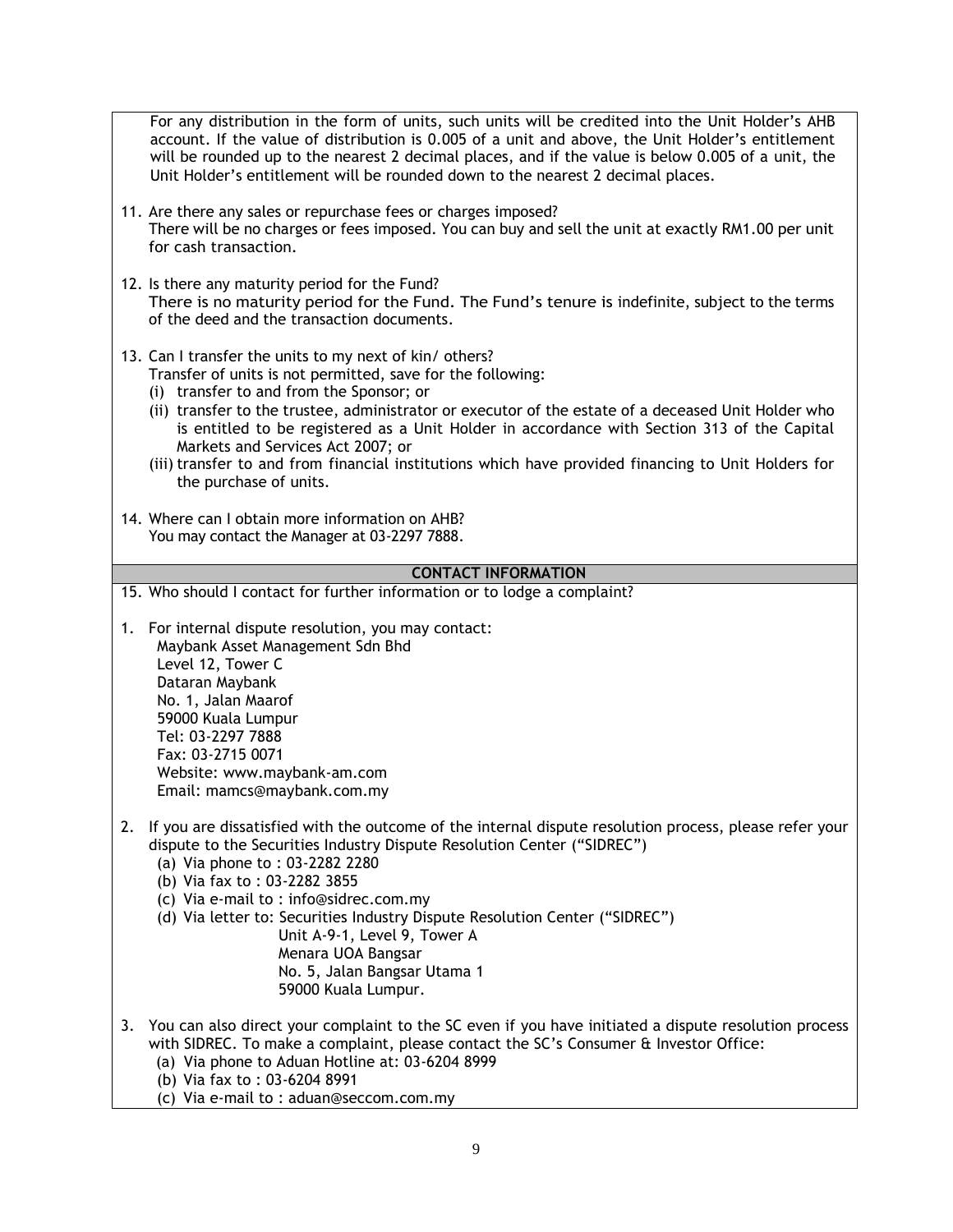For any distribution in the form of units, such units will be credited into the Unit Holder's AHB account. If the value of distribution is 0.005 of a unit and above, the Unit Holder's entitlement will be rounded up to the nearest 2 decimal places, and if the value is below 0.005 of a unit, the Unit Holder's entitlement will be rounded down to the nearest 2 decimal places.

11. Are there any sales or repurchase fees or charges imposed?
    There will be no charges or fees imposed. You can buy and sell the unit at exactly RM1.00 per unit for cash transaction.

12. Is there any maturity period for the Fund?
    There is no maturity period for the Fund. The Fund's tenure is indefinite, subject to the terms of the deed and the transaction documents.

13. Can I transfer the units to my next of kin/ others?
    Transfer of units is not permitted, save for the following:
    (i) transfer to and from the Sponsor; or
    (ii) transfer to the trustee, administrator or executor of the estate of a deceased Unit Holder who is entitled to be registered as a Unit Holder in accordance with Section 313 of the Capital Markets and Services Act 2007; or
    (iii) transfer to and from financial institutions which have provided financing to Unit Holders for the purchase of units.

14. Where can I obtain more information on AHB?
    You may contact the Manager at 03-2297 7888.

## CONTACT INFORMATION

15. Who should I contact for further information or to lodge a complaint?

1. For internal dispute resolution, you may contact:
   Maybank Asset Management Sdn Bhd
   Level 12, Tower C
   Dataran Maybank
   No. 1, Jalan Maarof
   59000 Kuala Lumpur
   Tel: 03-2297 7888
   Fax: 03-2715 0071
   Website: www.maybank-am.com
   Email: mamcs@maybank.com.my

2. If you are dissatisfied with the outcome of the internal dispute resolution process, please refer your dispute to the Securities Industry Dispute Resolution Center ("SIDREC")
   (a) Via phone to : 03-2282 2280
   (b) Via fax to : 03-2282 3855
   (c) Via e-mail to : info@sidrec.com.my
   (d) Via letter to: Securities Industry Dispute Resolution Center ("SIDREC")
       Unit A-9-1, Level 9, Tower A
       Menara UOA Bangsar
       No. 5, Jalan Bangsar Utama 1
       59000 Kuala Lumpur.

3. You can also direct your complaint to the SC even if you have initiated a dispute resolution process with SIDREC. To make a complaint, please contact the SC's Consumer & Investor Office:
   (a) Via phone to Aduan Hotline at: 03-6204 8999
   (b) Via fax to : 03-6204 8991
   (c) Via e-mail to : aduan@seccom.com.my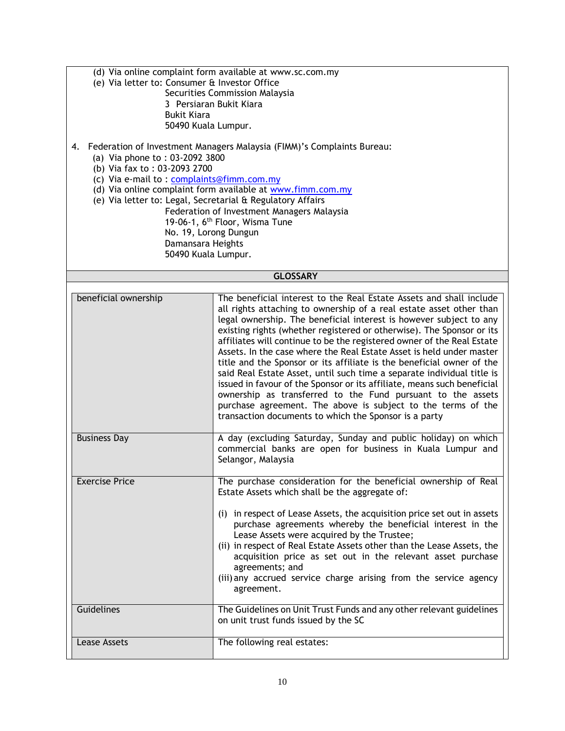(d) Via online complaint form available at www.sc.com.my
(e) Via letter to: Consumer & Investor Office
Securities Commission Malaysia
3 Persiaran Bukit Kiara
Bukit Kiara
50490 Kuala Lumpur.

4. Federation of Investment Managers Malaysia (FIMM)'s Complaints Bureau:
   (a) Via phone to : 03-2092 3800
   (b) Via fax to : 03-2093 2700
   (c) Via e-mail to : complaints@fimm.com.my
   (d) Via online complaint form available at www.fimm.com.my
   (e) Via letter to: Legal, Secretarial & Regulatory Affairs
   Federation of Investment Managers Malaysia
   19-06-1, 6th Floor, Wisma Tune
   No. 19, Lorong Dungun
   Damansara Heights
   50490 Kuala Lumpur.

## GLOSSARY

| | |
|---|---|
| beneficial ownership | The beneficial interest to the Real Estate Assets and shall include all rights attaching to ownership of a real estate asset other than legal ownership. The beneficial interest is however subject to any existing rights (whether registered or otherwise). The Sponsor or its affiliates will continue to be the registered owner of the Real Estate Assets. In the case where the Real Estate Asset is held under master title and the Sponsor or its affiliate is the beneficial owner of the said Real Estate Asset, until such time a separate individual title is issued in favour of the Sponsor or its affiliate, means such beneficial ownership as transferred to the Fund pursuant to the assets purchase agreement. The above is subject to the terms of the transaction documents to which the Sponsor is a party |
| Business Day | A day (excluding Saturday, Sunday and public holiday) on which commercial banks are open for business in Kuala Lumpur and Selangor, Malaysia |
| Exercise Price | The purchase consideration for the beneficial ownership of Real Estate Assets which shall be the aggregate of:<br><br>(i) in respect of Lease Assets, the acquisition price set out in assets purchase agreements whereby the beneficial interest in the Lease Assets were acquired by the Trustee;<br>(ii) in respect of Real Estate Assets other than the Lease Assets, the acquisition price as set out in the relevant asset purchase agreements; and<br>(iii) any accrued service charge arising from the service agency agreement. |
| Guidelines | The Guidelines on Unit Trust Funds and any other relevant guidelines on unit trust funds issued by the SC |
| Lease Assets | The following real estates: |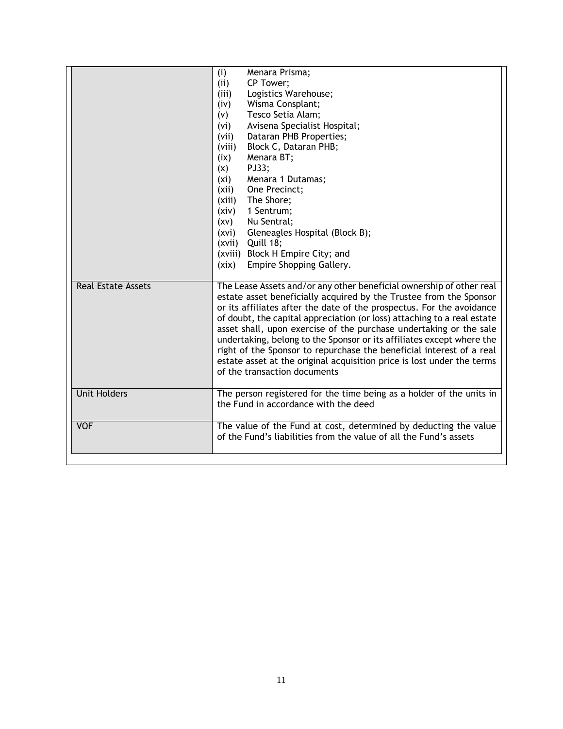| | |
|---|---|
| | (i) Menara Prisma;<br>(ii) CP Tower;<br>(iii) Logistics Warehouse;<br>(iv) Wisma Consplant;<br>(v) Tesco Setia Alam;<br>(vi) Avisena Specialist Hospital;<br>(vii) Dataran PHB Properties;<br>(viii) Block C, Dataran PHB;<br>(ix) Menara BT;<br>(x) PJ33;<br>(xi) Menara 1 Dutamas;<br>(xii) One Precinct;<br>(xiii) The Shore;<br>(xiv) 1 Sentrum;<br>(xv) Nu Sentral;<br>(xvi) Gleneagles Hospital (Block B);<br>(xvii) Quill 18;<br>(xviii) Block H Empire City; and<br>(xix) Empire Shopping Gallery. |
| Real Estate Assets | The Lease Assets and/or any other beneficial ownership of other real estate asset beneficially acquired by the Trustee from the Sponsor or its affiliates after the date of the prospectus. For the avoidance of doubt, the capital appreciation (or loss) attaching to a real estate asset shall, upon exercise of the purchase undertaking or the sale undertaking, belong to the Sponsor or its affiliates except where the right of the Sponsor to repurchase the beneficial interest of a real estate asset at the original acquisition price is lost under the terms of the transaction documents |
| Unit Holders | The person registered for the time being as a holder of the units in the Fund in accordance with the deed |
| VOF | The value of the Fund at cost, determined by deducting the value of the Fund's liabilities from the value of all the Fund's assets |